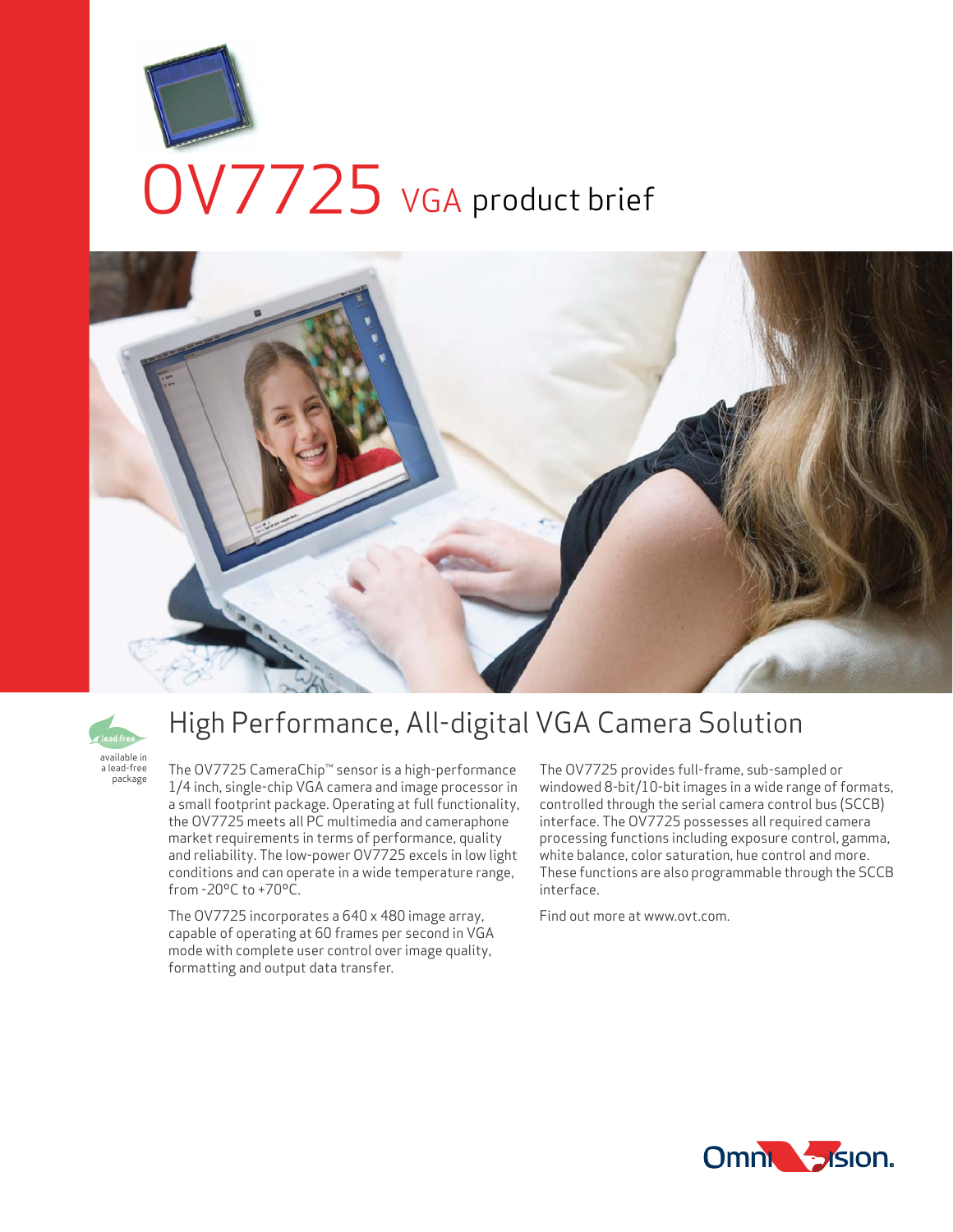# OV7725 VGA product brief

available in a lead-free package

## High Performance, All-digital VGA Camera Solution

The OV7725 CameraChip™ sensor is a high-performance 1/4 inch, single-chip VGA camera and image processor in a small footprint package. Operating at full functionality, the OV7725 meets all PC multimedia and cameraphone market requirements in terms of performance, quality and reliability. The low-power OV7725 excels in low light conditions and can operate in a wide temperature range, from -20°C to +70°C.

The OV7725 incorporates a 640 x 480 image array, capable of operating at 60 frames per second in VGA mode with complete user control over image quality, formatting and output data transfer.

The OV7725 provides full-frame, sub-sampled or windowed 8-bit/10-bit images in a wide range of formats, controlled through the serial camera control bus (SCCB) interface. The OV7725 possesses all required camera processing functions including exposure control, gamma, white balance, color saturation, hue control and more. These functions are also programmable through the SCCB interface.

Find out more at www.ovt.com.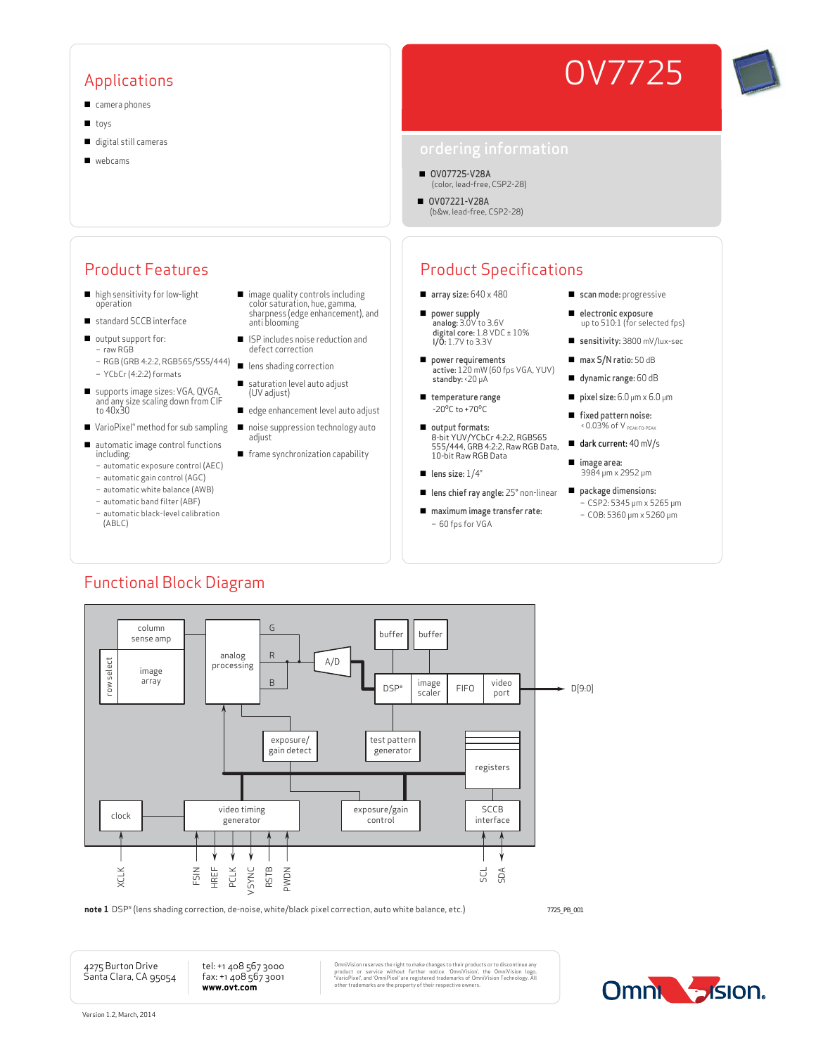# OV7725

## Applications

- camera phones
- toys
- digital still cameras
- webcams

## ordering information

- OV07725-V28A
  (color, lead-free, CSP2-28)
- OV07221-V28A
  (b&w, lead-free, CSP2-28)

## Product Features

- high sensitivity for low-light operation
- standard SCCB interface
- output support for:
  - raw RGB
  - RGB (GRB 4:2:2, RGB565/555/444)
  - YCbCr (4:2:2) formats
- supports image sizes: VGA, QVGA, and any size scaling down from CIF to 40x30
- VarioPixel® method for sub sampling
- automatic image control functions including:
  - automatic exposure control (AEC)
  - automatic gain control (AGC)
  - automatic white balance (AWB)
  - automatic band filter (ABF)
  - automatic black-level calibration (ABLC)
- image quality controls including color saturation, hue, gamma, sharpness (edge enhancement), and anti blooming
- ISP includes noise reduction and defect correction
- lens shading correction
- saturation level auto adjust (UV adjust)
- edge enhancement level auto adjust
- noise suppression technology auto adjust
- frame synchronization capability

## Product Specifications

- **array size:** 640 x 480
- **power supply**
  **analog:** 3.0V to 3.6V
  **digital core:** 1.8 VDC ± 10%
  **I/O:** 1.7V to 3.3V
- **power requirements**
  **active:** 120 mW (60 fps VGA, YUV)
  **standby:** <20 µA
- **temperature range**
  -20°C to +70°C
- **output formats:**
  8-bit YUV/YCbCr 4:2:2, RGB565 555/444, GRB 4:2:2, Raw RGB Data, 10-bit Raw RGB Data
- **lens size:** 1/4"
- **lens chief ray angle:** 25° non-linear
- **maximum image transfer rate:**
  - 60 fps for VGA
- **scan mode:** progressive
- **electronic exposure**
  up to 510:1 (for selected fps)
- **sensitivity:** 3800 mV/lux-sec
- **max S/N ratio:** 50 dB
- **dynamic range:** 60 dB
- **pixel size:** 6.0 µm x 6.0 µm
- **fixed pattern noise:**
  < 0.03% of $V_{PEAK-TO-PEAK}$
- **dark current:** 40 mV/s
- **image area:**
  3984 µm x 2952 µm
- **package dimensions:**
  - CSP2: 5345 µm x 5265 µm
  - COB: 5360 µm x 5260 µm

## Functional Block Diagram

column sense amp
row select
image array
analog processing
G
R
B
A/D
buffer
buffer
DSP*
image scaler
FIFO
video port
D[9:0]
exposure/ gain detect
test pattern generator
registers
clock
video timing generator
exposure/gain control
SCCB interface
XCLK
FSIN
HREF
PCLK
VSYNC
RSTB
PWDN
SCL
SDA

**note 1** DSP* (lens shading correction, de-noise, white/black pixel correction, auto white balance, etc.)

7725_PB_001

4275 Burton Drive
Santa Clara, CA 95054

tel: +1 408 567 3000
fax: +1 408 567 3001
**www.ovt.com**

OmniVision reserves the right to make changes to their products or to discontinue any product or service without further notice. OmniVision, the OmniVision logo, VarioPixel, and OmniPixel are registered trademarks of OmniVision Technology. All other trademarks are the property of their respective owners.

OmniVision

Version 1.2, March, 2014